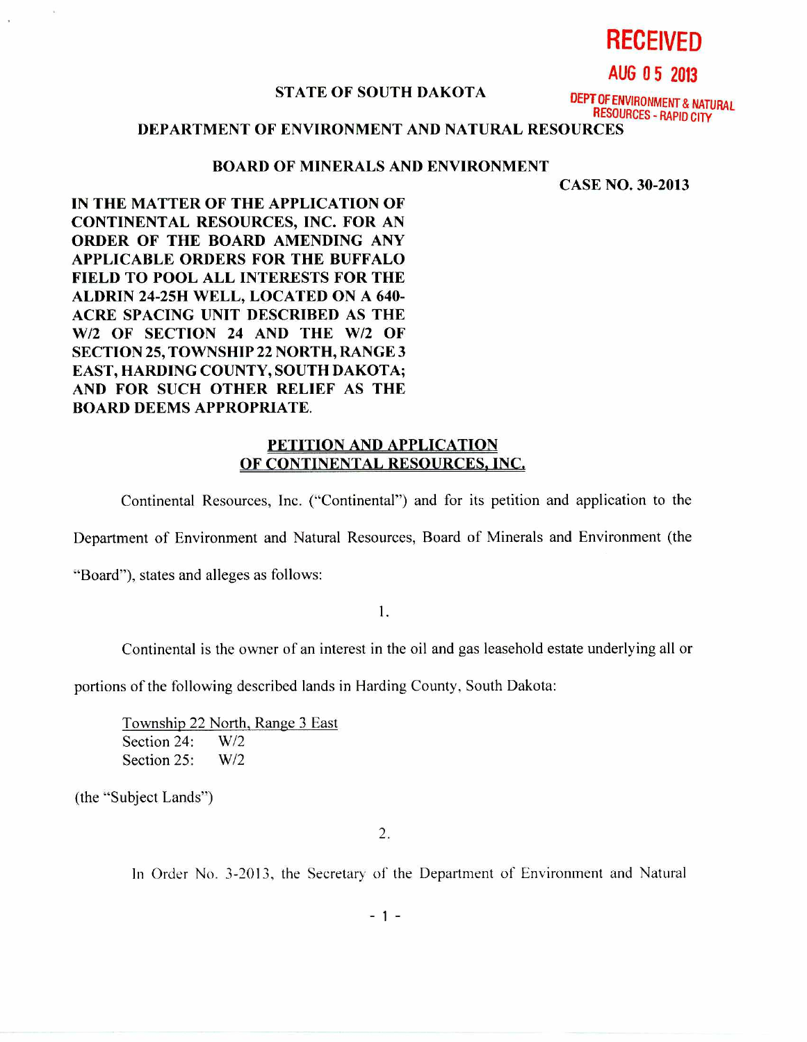RECEIVED

AUG 05 2013

DEPT OF ENVIRONMENT & NATURAL RESOURCES - RAPID CITY

**STATE OF SOUTH DAKOTA**

**DEPARTMENT OF ENVIRONMENT AND NATURAL RESOURCES**

**BOARD OF MINERALS AND ENVIRONMENT**

**CASE NO. 30-2013**

**IN THE MATTER OF THE APPLICATION OF CONTINENTAL RESOURCES, INC. FOR AN ORDER OF THE BOARD AMENDING ANY APPLICABLE ORDERS FOR THE BUFFALO FIELD TO POOL ALL INTERESTS FOR THE ALDRIN 24-25H WELL, LOCATED ON A 640-ACRE SPACING UNIT DESCRIBED AS THE W/2 OF SECTION 24 AND THE W/2 OF SECTION 25, TOWNSHIP 22 NORTH, RANGE 3 EAST, HARDING COUNTY, SOUTH DAKOTA; AND FOR SUCH OTHER RELIEF AS THE BOARD DEEMS APPROPRIATE.**

**PETITION AND APPLICATION OF CONTINENTAL RESOURCES, INC.**

Continental Resources, Inc. ("Continental") and for its petition and application to the Department of Environment and Natural Resources, Board of Minerals and Environment (the "Board"), states and alleges as follows:

1.

Continental is the owner of an interest in the oil and gas leasehold estate underlying all or portions of the following described lands in Harding County, South Dakota:

Township 22 North, Range 3 East
Section 24: W/2
Section 25: W/2

(the "Subject Lands")

2.

In Order No. 3-2013, the Secretary of the Department of Environment and Natural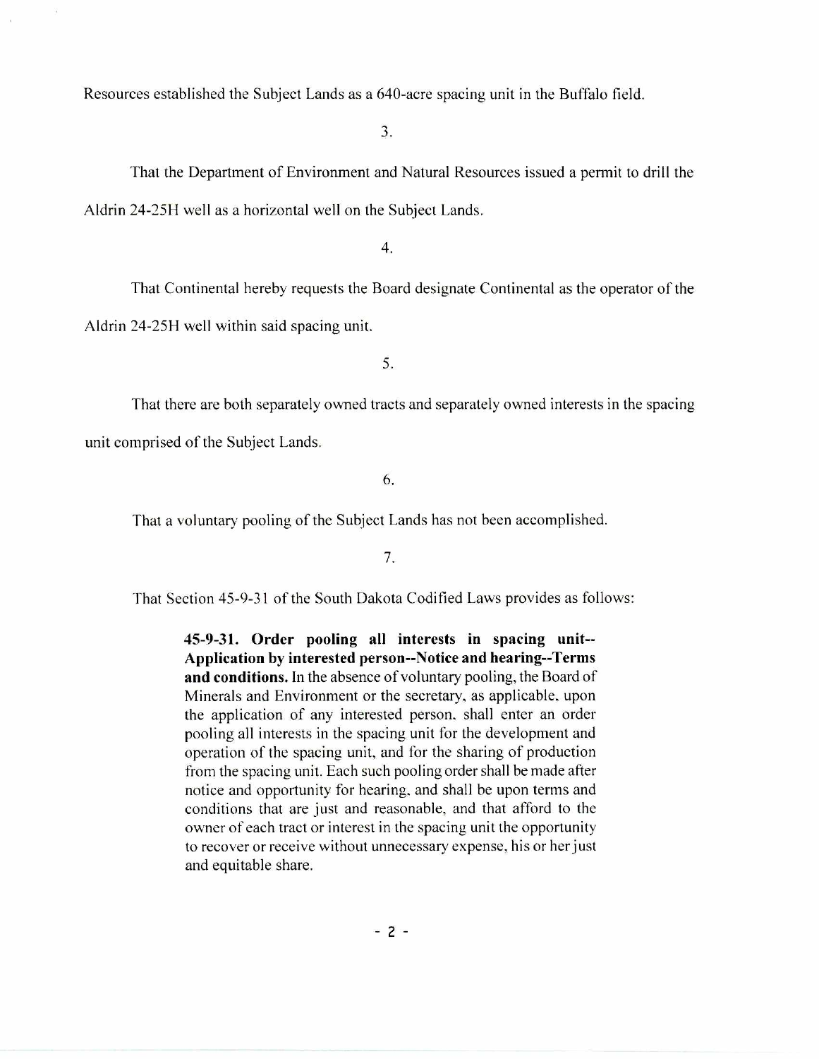Resources established the Subject Lands as a 640-acre spacing unit in the Buffalo field.

3.

That the Department of Environment and Natural Resources issued a permit to drill the Aldrin 24-25H well as a horizontal well on the Subject Lands.

4.

That Continental hereby requests the Board designate Continental as the operator of the Aldrin 24-25H well within said spacing unit.

5.

That there are both separately owned tracts and separately owned interests in the spacing unit comprised of the Subject Lands.

6.

That a voluntary pooling of the Subject Lands has not been accomplished.

7.

That Section 45-9-31 of the South Dakota Codified Laws provides as follows:

> **45-9-31. Order pooling all interests in spacing unit--Application by interested person--Notice and hearing--Terms and conditions.** In the absence of voluntary pooling, the Board of Minerals and Environment or the secretary, as applicable, upon the application of any interested person, shall enter an order pooling all interests in the spacing unit for the development and operation of the spacing unit, and for the sharing of production from the spacing unit. Each such pooling order shall be made after notice and opportunity for hearing, and shall be upon terms and conditions that are just and reasonable, and that afford to the owner of each tract or interest in the spacing unit the opportunity to recover or receive without unnecessary expense, his or her just and equitable share.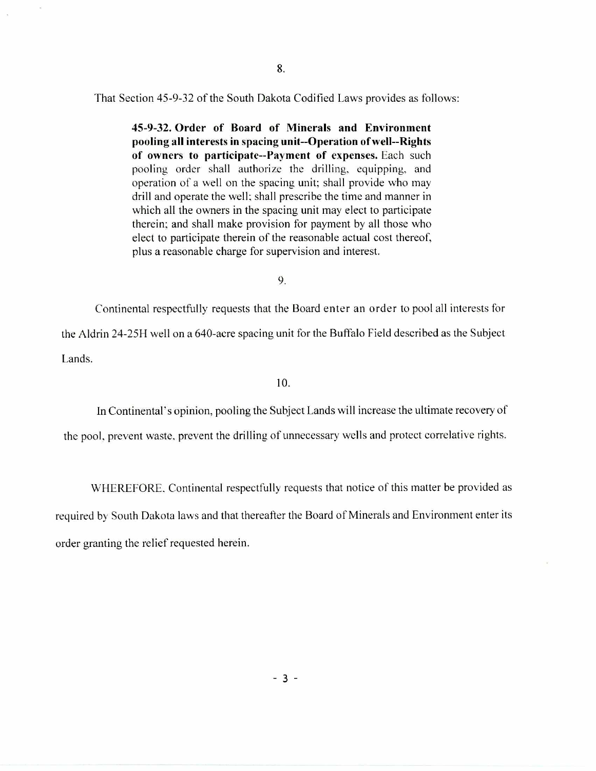8.

That Section 45-9-32 of the South Dakota Codified Laws provides as follows:

> **45-9-32. Order of Board of Minerals and Environment pooling all interests in spacing unit--Operation of well--Rights of owners to participate--Payment of expenses.** Each such pooling order shall authorize the drilling, equipping, and operation of a well on the spacing unit; shall provide who may drill and operate the well; shall prescribe the time and manner in which all the owners in the spacing unit may elect to participate therein; and shall make provision for payment by all those who elect to participate therein of the reasonable actual cost thereof, plus a reasonable charge for supervision and interest.

9.

Continental respectfully requests that the Board enter an order to pool all interests for the Aldrin 24-25H well on a 640-acre spacing unit for the Buffalo Field described as the Subject Lands.

10.

In Continental's opinion, pooling the Subject Lands will increase the ultimate recovery of the pool, prevent waste, prevent the drilling of unnecessary wells and protect correlative rights.

WHEREFORE, Continental respectfully requests that notice of this matter be provided as required by South Dakota laws and that thereafter the Board of Minerals and Environment enter its order granting the relief requested herein.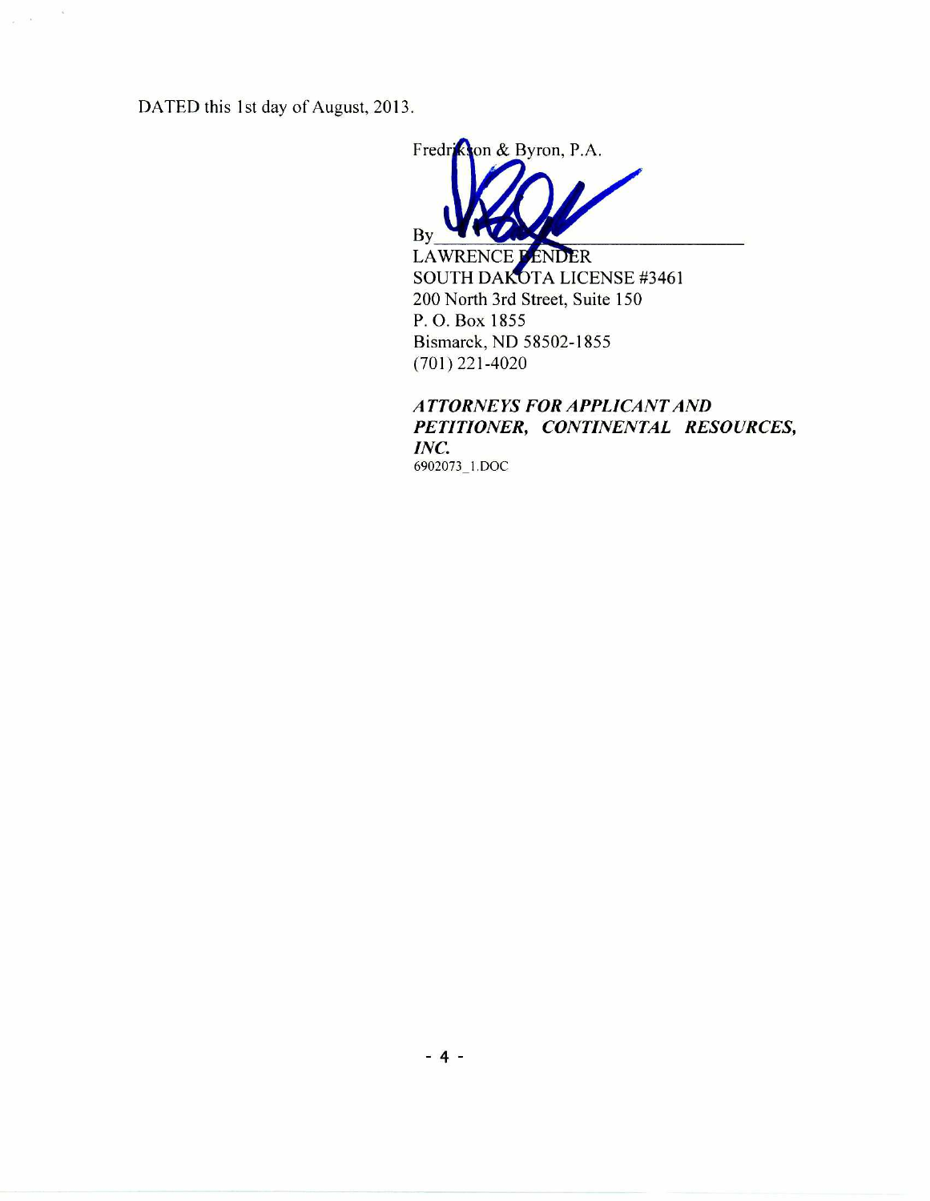DATED this 1st day of August, 2013.

Fredrikson & Byron, P.A.

By\_\_\_\_\_\_\_\_\_\_\_\_\_\_\_\_\_\_\_\_\_\_\_\_\_\_\_\_\_\_

LAWRENCE BENDER
SOUTH DAKOTA LICENSE #3461
200 North 3rd Street, Suite 150
P. O. Box 1855
Bismarck, ND 58502-1855
(701) 221-4020

***ATTORNEYS FOR APPLICANT AND PETITIONER, CONTINENTAL RESOURCES, INC.***

6902073_1.DOC